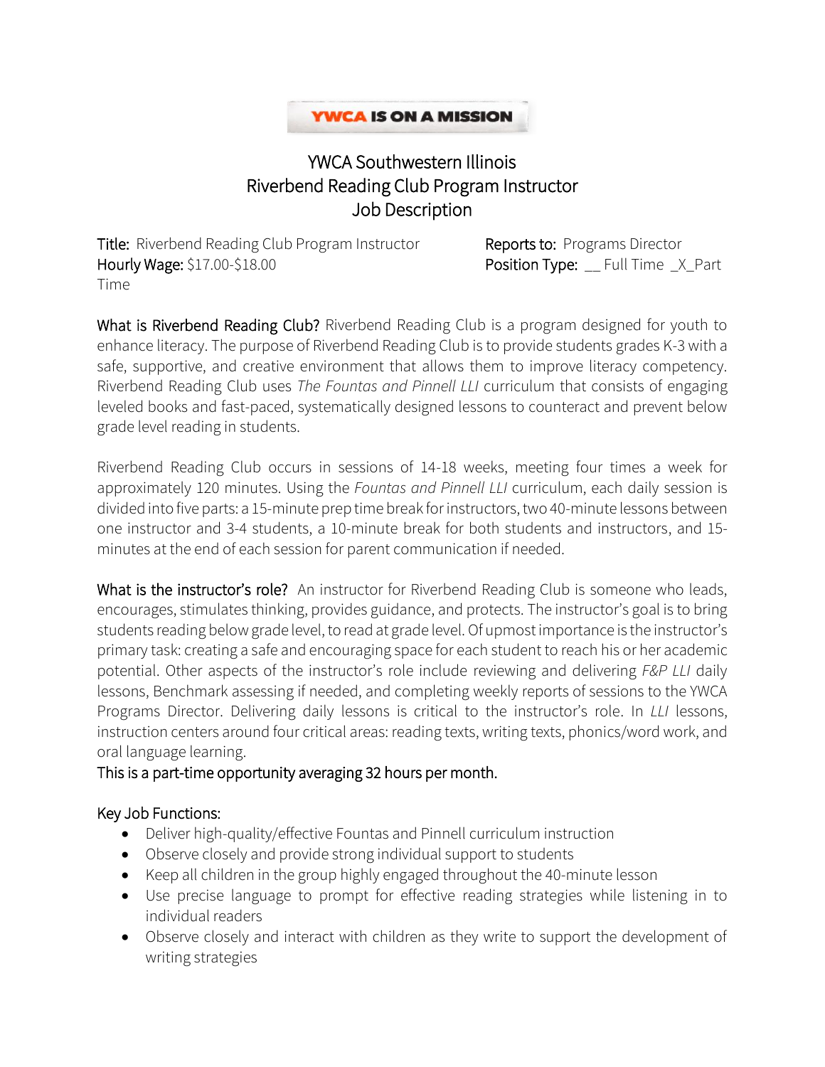YWCA IS ON A MISSION

# YWCA Southwestern Illinois
# Riverbend Reading Club Program Instructor
# Job Description

**Title:** Riverbend Reading Club Program Instructor
**Reports to:** Programs Director
**Hourly Wage:** $17.00-$18.00
**Position Type:** __ Full Time _X_Part Time

**What is Riverbend Reading Club?** Riverbend Reading Club is a program designed for youth to enhance literacy. The purpose of Riverbend Reading Club is to provide students grades K-3 with a safe, supportive, and creative environment that allows them to improve literacy competency. Riverbend Reading Club uses *The Fountas and Pinnell LLI* curriculum that consists of engaging leveled books and fast-paced, systematically designed lessons to counteract and prevent below grade level reading in students.

Riverbend Reading Club occurs in sessions of 14-18 weeks, meeting four times a week for approximately 120 minutes. Using the *Fountas and Pinnell LLI* curriculum, each daily session is divided into five parts: a 15-minute prep time break for instructors, two 40-minute lessons between one instructor and 3-4 students, a 10-minute break for both students and instructors, and 15-minutes at the end of each session for parent communication if needed.

**What is the instructor's role?** An instructor for Riverbend Reading Club is someone who leads, encourages, stimulates thinking, provides guidance, and protects. The instructor's goal is to bring students reading below grade level, to read at grade level. Of upmost importance is the instructor's primary task: creating a safe and encouraging space for each student to reach his or her academic potential. Other aspects of the instructor's role include reviewing and delivering *F&P LLI* daily lessons, Benchmark assessing if needed, and completing weekly reports of sessions to the YWCA Programs Director. Delivering daily lessons is critical to the instructor's role. In *LLI* lessons, instruction centers around four critical areas: reading texts, writing texts, phonics/word work, and oral language learning.

This is a part-time opportunity averaging 32 hours per month.

Key Job Functions:

- Deliver high-quality/effective Fountas and Pinnell curriculum instruction
- Observe closely and provide strong individual support to students
- Keep all children in the group highly engaged throughout the 40-minute lesson
- Use precise language to prompt for effective reading strategies while listening in to individual readers
- Observe closely and interact with children as they write to support the development of writing strategies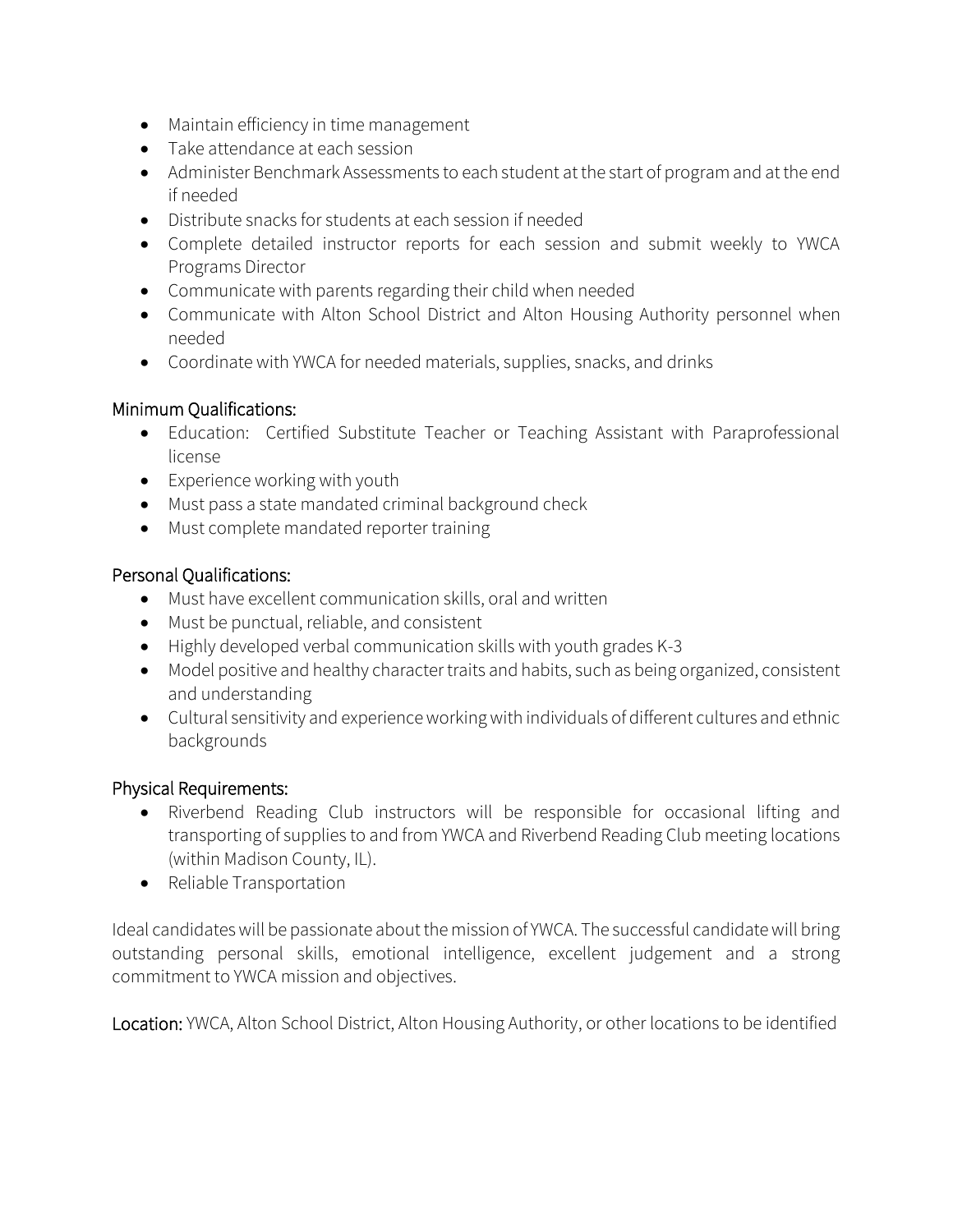- Maintain efficiency in time management
- Take attendance at each session
- Administer Benchmark Assessments to each student at the start of program and at the end if needed
- Distribute snacks for students at each session if needed
- Complete detailed instructor reports for each session and submit weekly to YWCA Programs Director
- Communicate with parents regarding their child when needed
- Communicate with Alton School District and Alton Housing Authority personnel when needed
- Coordinate with YWCA for needed materials, supplies, snacks, and drinks

## Minimum Qualifications:

- Education: Certified Substitute Teacher or Teaching Assistant with Paraprofessional license
- Experience working with youth
- Must pass a state mandated criminal background check
- Must complete mandated reporter training

## Personal Qualifications:

- Must have excellent communication skills, oral and written
- Must be punctual, reliable, and consistent
- Highly developed verbal communication skills with youth grades K-3
- Model positive and healthy character traits and habits, such as being organized, consistent and understanding
- Cultural sensitivity and experience working with individuals of different cultures and ethnic backgrounds

## Physical Requirements:

- Riverbend Reading Club instructors will be responsible for occasional lifting and transporting of supplies to and from YWCA and Riverbend Reading Club meeting locations (within Madison County, IL).
- Reliable Transportation

Ideal candidates will be passionate about the mission of YWCA. The successful candidate will bring outstanding personal skills, emotional intelligence, excellent judgement and a strong commitment to YWCA mission and objectives.

**Location:** YWCA, Alton School District, Alton Housing Authority, or other locations to be identified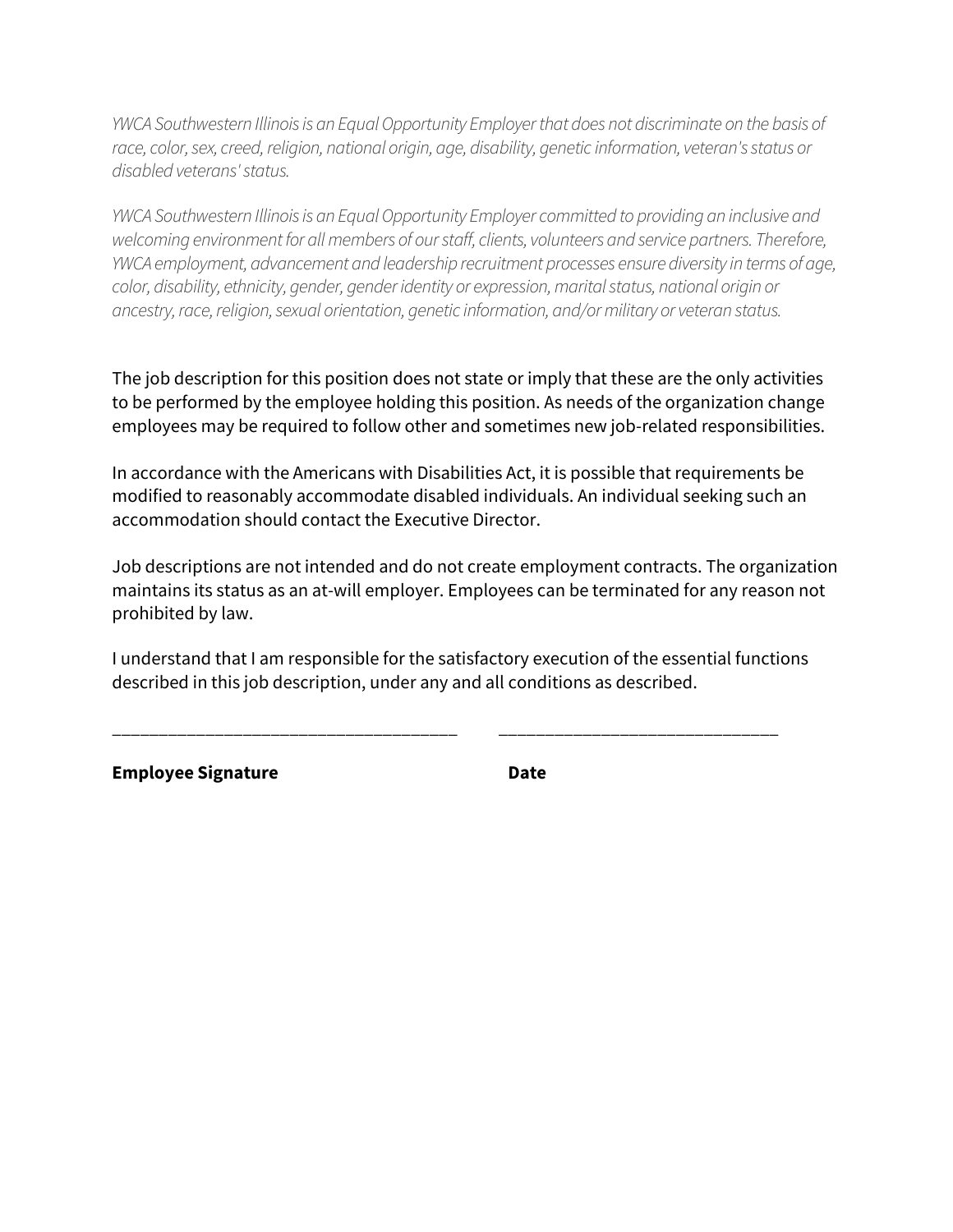*YWCA Southwestern Illinois is an Equal Opportunity Employer that does not discriminate on the basis of race, color, sex, creed, religion, national origin, age, disability, genetic information, veteran's status or disabled veterans' status.*

*YWCA Southwestern Illinois is an Equal Opportunity Employer committed to providing an inclusive and welcoming environment for all members of our staff, clients, volunteers and service partners. Therefore, YWCA employment, advancement and leadership recruitment processes ensure diversity in terms of age, color, disability, ethnicity, gender, gender identity or expression, marital status, national origin or ancestry, race, religion, sexual orientation, genetic information, and/or military or veteran status.*

The job description for this position does not state or imply that these are the only activities to be performed by the employee holding this position. As needs of the organization change employees may be required to follow other and sometimes new job-related responsibilities.

In accordance with the Americans with Disabilities Act, it is possible that requirements be modified to reasonably accommodate disabled individuals. An individual seeking such an accommodation should contact the Executive Director.

Job descriptions are not intended and do not create employment contracts. The organization maintains its status as an at-will employer. Employees can be terminated for any reason not prohibited by law.

I understand that I am responsible for the satisfactory execution of the essential functions described in this job description, under any and all conditions as described.

_________________________________________ _________________________________

**Employee Signature** **Date**